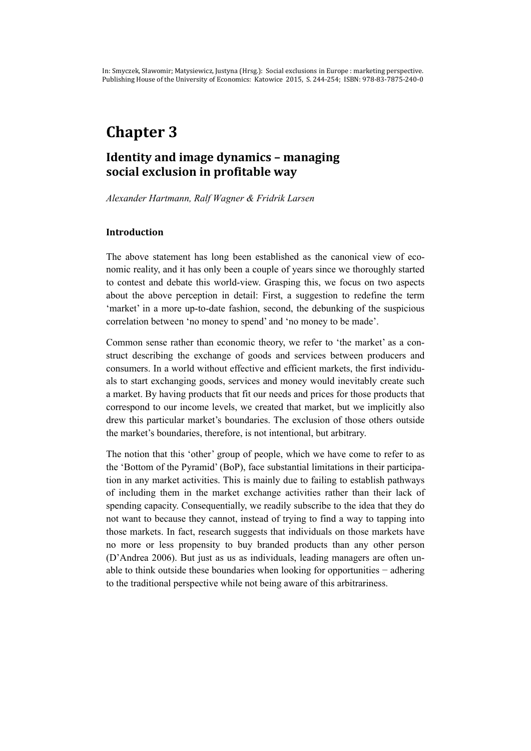In: Smyczek, Sławomir; Matysiewicz, Justyna (Hrsg.): Social exclusions in Europe : marketing perspective. Publishing House of the University of Economics: Katowice 2015, S. 244-254; ISBN: 978-83-7875-240-0

# Chapter 3

## Identity and image dynamics – managing social exclusion in profitable way

*Alexander Hartmann, Ralf Wagner & Fridrik Larsen*

### Introduction

The above statement has long been established as the canonical view of economic reality, and it has only been a couple of years since we thoroughly started to contest and debate this world-view. Grasping this, we focus on two aspects about the above perception in detail: First, a suggestion to redefine the term 'market' in a more up-to-date fashion, second, the debunking of the suspicious correlation between 'no money to spend' and 'no money to be made'.

Common sense rather than economic theory, we refer to 'the market' as a construct describing the exchange of goods and services between producers and consumers. In a world without effective and efficient markets, the first individuals to start exchanging goods, services and money would inevitably create such a market. By having products that fit our needs and prices for those products that correspond to our income levels, we created that market, but we implicitly also drew this particular market's boundaries. The exclusion of those others outside the market's boundaries, therefore, is not intentional, but arbitrary.

The notion that this 'other' group of people, which we have come to refer to as the 'Bottom of the Pyramid' (BoP), face substantial limitations in their participation in any market activities. This is mainly due to failing to establish pathways of including them in the market exchange activities rather than their lack of spending capacity. Consequentially, we readily subscribe to the idea that they do not want to because they cannot, instead of trying to find a way to tapping into those markets. In fact, research suggests that individuals on those markets have no more or less propensity to buy branded products than any other person (D'Andrea 2006). But just as us as individuals, leading managers are often unable to think outside these boundaries when looking for opportunities − adhering to the traditional perspective while not being aware of this arbitrariness.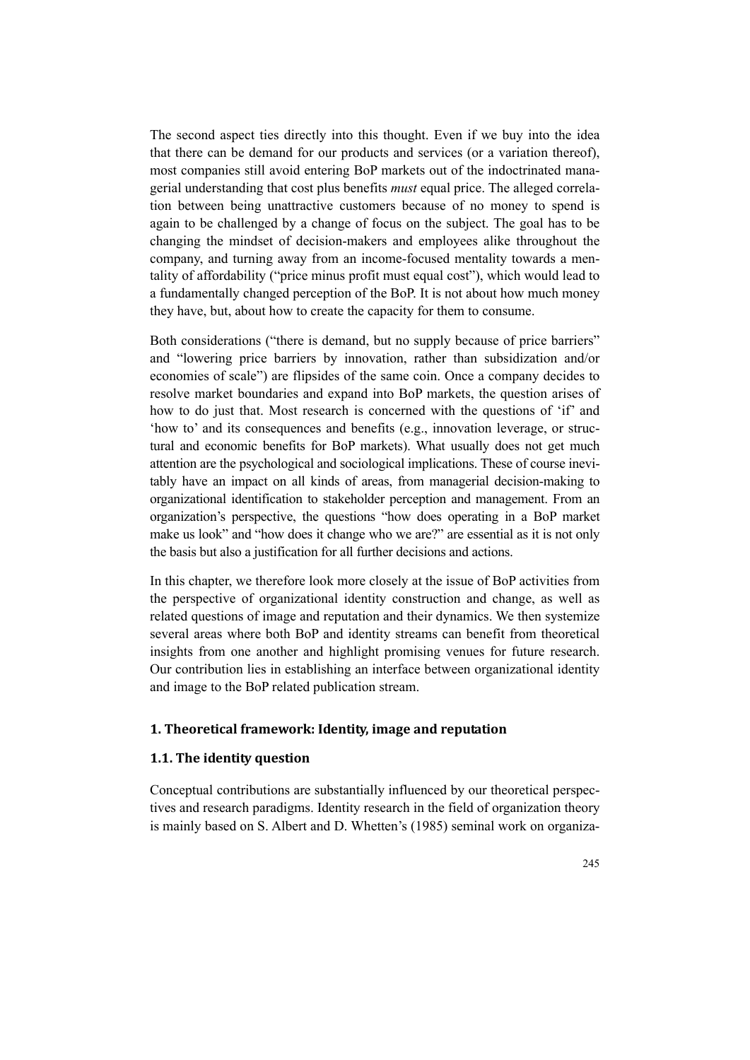The second aspect ties directly into this thought. Even if we buy into the idea that there can be demand for our products and services (or a variation thereof), most companies still avoid entering BoP markets out of the indoctrinated managerial understanding that cost plus benefits *must* equal price. The alleged correlation between being unattractive customers because of no money to spend is again to be challenged by a change of focus on the subject. The goal has to be changing the mindset of decision-makers and employees alike throughout the company, and turning away from an income-focused mentality towards a mentality of affordability ("price minus profit must equal cost"), which would lead to a fundamentally changed perception of the BoP. It is not about how much money they have, but, about how to create the capacity for them to consume.

Both considerations ("there is demand, but no supply because of price barriers" and "lowering price barriers by innovation, rather than subsidization and/or economies of scale") are flipsides of the same coin. Once a company decides to resolve market boundaries and expand into BoP markets, the question arises of how to do just that. Most research is concerned with the questions of 'if' and 'how to' and its consequences and benefits (e.g., innovation leverage, or structural and economic benefits for BoP markets). What usually does not get much attention are the psychological and sociological implications. These of course inevitably have an impact on all kinds of areas, from managerial decision-making to organizational identification to stakeholder perception and management. From an organization's perspective, the questions "how does operating in a BoP market make us look" and "how does it change who we are?" are essential as it is not only the basis but also a justification for all further decisions and actions.

In this chapter, we therefore look more closely at the issue of BoP activities from the perspective of organizational identity construction and change, as well as related questions of image and reputation and their dynamics. We then systemize several areas where both BoP and identity streams can benefit from theoretical insights from one another and highlight promising venues for future research. Our contribution lies in establishing an interface between organizational identity and image to the BoP related publication stream.

## 1. Theoretical framework: Identity, image and reputation

### 1.1. The identity question

Conceptual contributions are substantially influenced by our theoretical perspectives and research paradigms. Identity research in the field of organization theory is mainly based on S. Albert and D. Whetten's (1985) seminal work on organiza-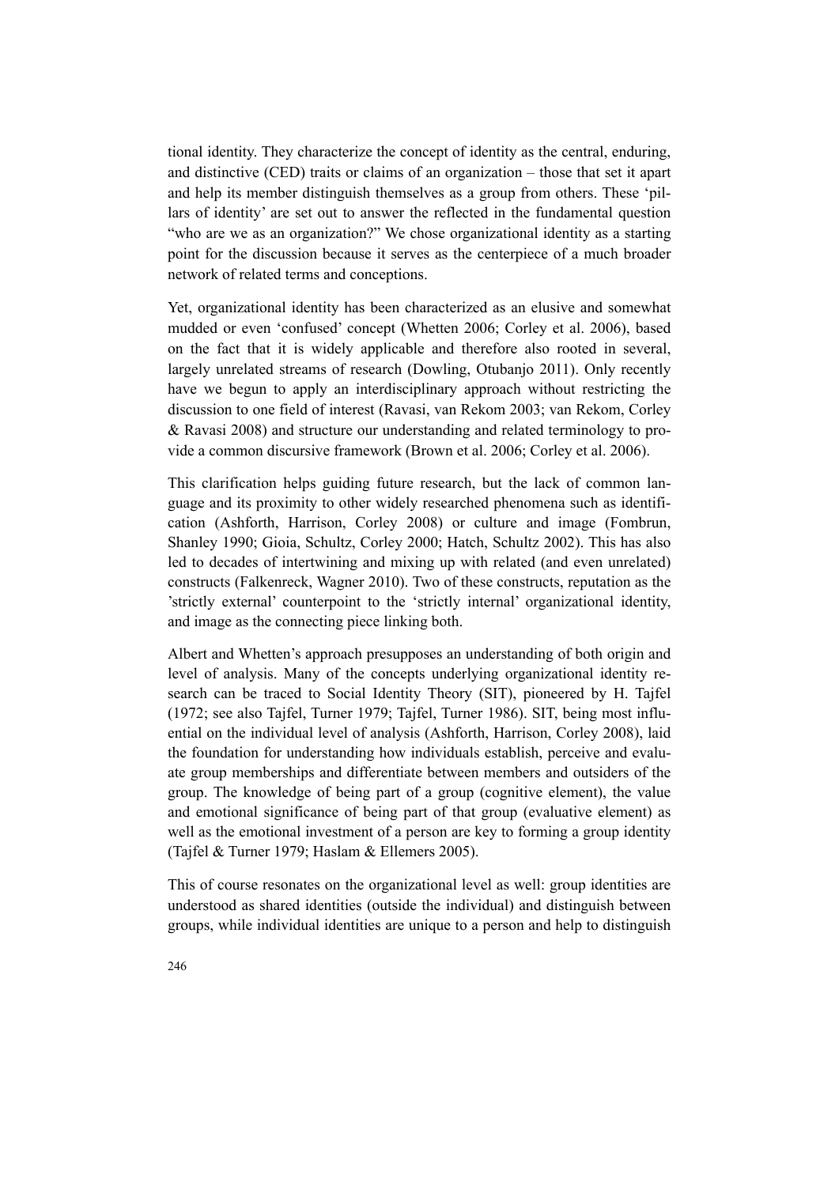tional identity. They characterize the concept of identity as the central, enduring, and distinctive (CED) traits or claims of an organization – those that set it apart and help its member distinguish themselves as a group from others. These 'pillars of identity' are set out to answer the reflected in the fundamental question "who are we as an organization?" We chose organizational identity as a starting point for the discussion because it serves as the centerpiece of a much broader network of related terms and conceptions.

Yet, organizational identity has been characterized as an elusive and somewhat mudded or even 'confused' concept (Whetten 2006; Corley et al. 2006), based on the fact that it is widely applicable and therefore also rooted in several, largely unrelated streams of research (Dowling, Otubanjo 2011). Only recently have we begun to apply an interdisciplinary approach without restricting the discussion to one field of interest (Ravasi, van Rekom 2003; van Rekom, Corley & Ravasi 2008) and structure our understanding and related terminology to provide a common discursive framework (Brown et al. 2006; Corley et al. 2006).

This clarification helps guiding future research, but the lack of common language and its proximity to other widely researched phenomena such as identification (Ashforth, Harrison, Corley 2008) or culture and image (Fombrun, Shanley 1990; Gioia, Schultz, Corley 2000; Hatch, Schultz 2002). This has also led to decades of intertwining and mixing up with related (and even unrelated) constructs (Falkenreck, Wagner 2010). Two of these constructs, reputation as the 'strictly external' counterpoint to the 'strictly internal' organizational identity, and image as the connecting piece linking both.

Albert and Whetten's approach presupposes an understanding of both origin and level of analysis. Many of the concepts underlying organizational identity research can be traced to Social Identity Theory (SIT), pioneered by H. Tajfel (1972; see also Tajfel, Turner 1979; Tajfel, Turner 1986). SIT, being most influential on the individual level of analysis (Ashforth, Harrison, Corley 2008), laid the foundation for understanding how individuals establish, perceive and evaluate group memberships and differentiate between members and outsiders of the group. The knowledge of being part of a group (cognitive element), the value and emotional significance of being part of that group (evaluative element) as well as the emotional investment of a person are key to forming a group identity (Tajfel & Turner 1979; Haslam & Ellemers 2005).

This of course resonates on the organizational level as well: group identities are understood as shared identities (outside the individual) and distinguish between groups, while individual identities are unique to a person and help to distinguish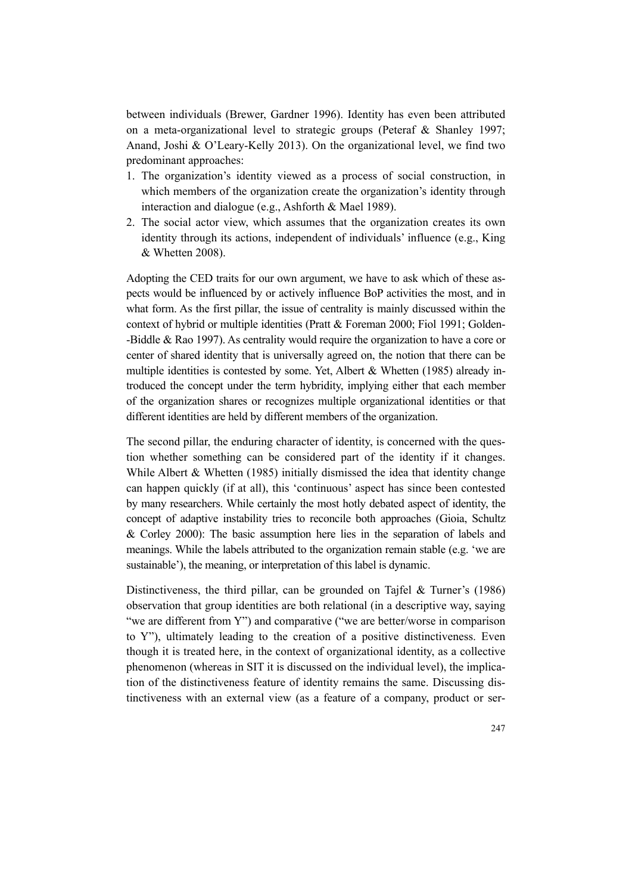between individuals (Brewer, Gardner 1996). Identity has even been attributed on a meta-organizational level to strategic groups (Peteraf & Shanley 1997; Anand, Joshi & O'Leary-Kelly 2013). On the organizational level, we find two predominant approaches:

1. The organization's identity viewed as a process of social construction, in which members of the organization create the organization's identity through interaction and dialogue (e.g., Ashforth & Mael 1989).
2. The social actor view, which assumes that the organization creates its own identity through its actions, independent of individuals' influence (e.g., King & Whetten 2008).

Adopting the CED traits for our own argument, we have to ask which of these aspects would be influenced by or actively influence BoP activities the most, and in what form. As the first pillar, the issue of centrality is mainly discussed within the context of hybrid or multiple identities (Pratt & Foreman 2000; Fiol 1991; Golden-Biddle & Rao 1997). As centrality would require the organization to have a core or center of shared identity that is universally agreed on, the notion that there can be multiple identities is contested by some. Yet, Albert & Whetten (1985) already introduced the concept under the term hybridity, implying either that each member of the organization shares or recognizes multiple organizational identities or that different identities are held by different members of the organization.

The second pillar, the enduring character of identity, is concerned with the question whether something can be considered part of the identity if it changes. While Albert & Whetten (1985) initially dismissed the idea that identity change can happen quickly (if at all), this 'continuous' aspect has since been contested by many researchers. While certainly the most hotly debated aspect of identity, the concept of adaptive instability tries to reconcile both approaches (Gioia, Schultz & Corley 2000): The basic assumption here lies in the separation of labels and meanings. While the labels attributed to the organization remain stable (e.g. 'we are sustainable'), the meaning, or interpretation of this label is dynamic.

Distinctiveness, the third pillar, can be grounded on Tajfel & Turner's (1986) observation that group identities are both relational (in a descriptive way, saying "we are different from Y") and comparative ("we are better/worse in comparison to Y"), ultimately leading to the creation of a positive distinctiveness. Even though it is treated here, in the context of organizational identity, as a collective phenomenon (whereas in SIT it is discussed on the individual level), the implication of the distinctiveness feature of identity remains the same. Discussing distinctiveness with an external view (as a feature of a company, product or ser-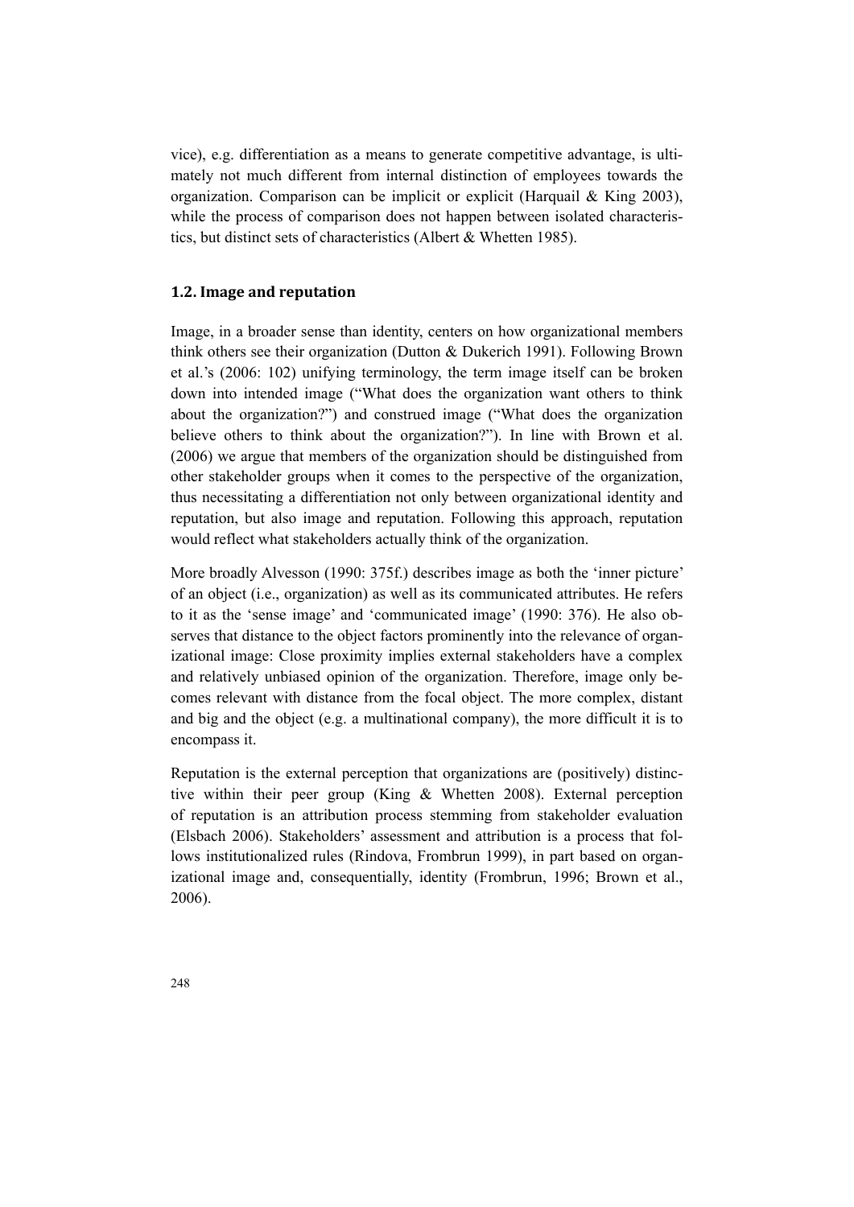vice), e.g. differentiation as a means to generate competitive advantage, is ultimately not much different from internal distinction of employees towards the organization. Comparison can be implicit or explicit (Harquail & King 2003), while the process of comparison does not happen between isolated characteristics, but distinct sets of characteristics (Albert & Whetten 1985).

### 1.2. Image and reputation

Image, in a broader sense than identity, centers on how organizational members think others see their organization (Dutton & Dukerich 1991). Following Brown et al.'s (2006: 102) unifying terminology, the term image itself can be broken down into intended image ("What does the organization want others to think about the organization?") and construed image ("What does the organization believe others to think about the organization?"). In line with Brown et al. (2006) we argue that members of the organization should be distinguished from other stakeholder groups when it comes to the perspective of the organization, thus necessitating a differentiation not only between organizational identity and reputation, but also image and reputation. Following this approach, reputation would reflect what stakeholders actually think of the organization.

More broadly Alvesson (1990: 375f.) describes image as both the 'inner picture' of an object (i.e., organization) as well as its communicated attributes. He refers to it as the 'sense image' and 'communicated image' (1990: 376). He also observes that distance to the object factors prominently into the relevance of organizational image: Close proximity implies external stakeholders have a complex and relatively unbiased opinion of the organization. Therefore, image only becomes relevant with distance from the focal object. The more complex, distant and big and the object (e.g. a multinational company), the more difficult it is to encompass it.

Reputation is the external perception that organizations are (positively) distinctive within their peer group (King & Whetten 2008). External perception of reputation is an attribution process stemming from stakeholder evaluation (Elsbach 2006). Stakeholders' assessment and attribution is a process that follows institutionalized rules (Rindova, Frombrun 1999), in part based on organizational image and, consequentially, identity (Frombrun, 1996; Brown et al., 2006).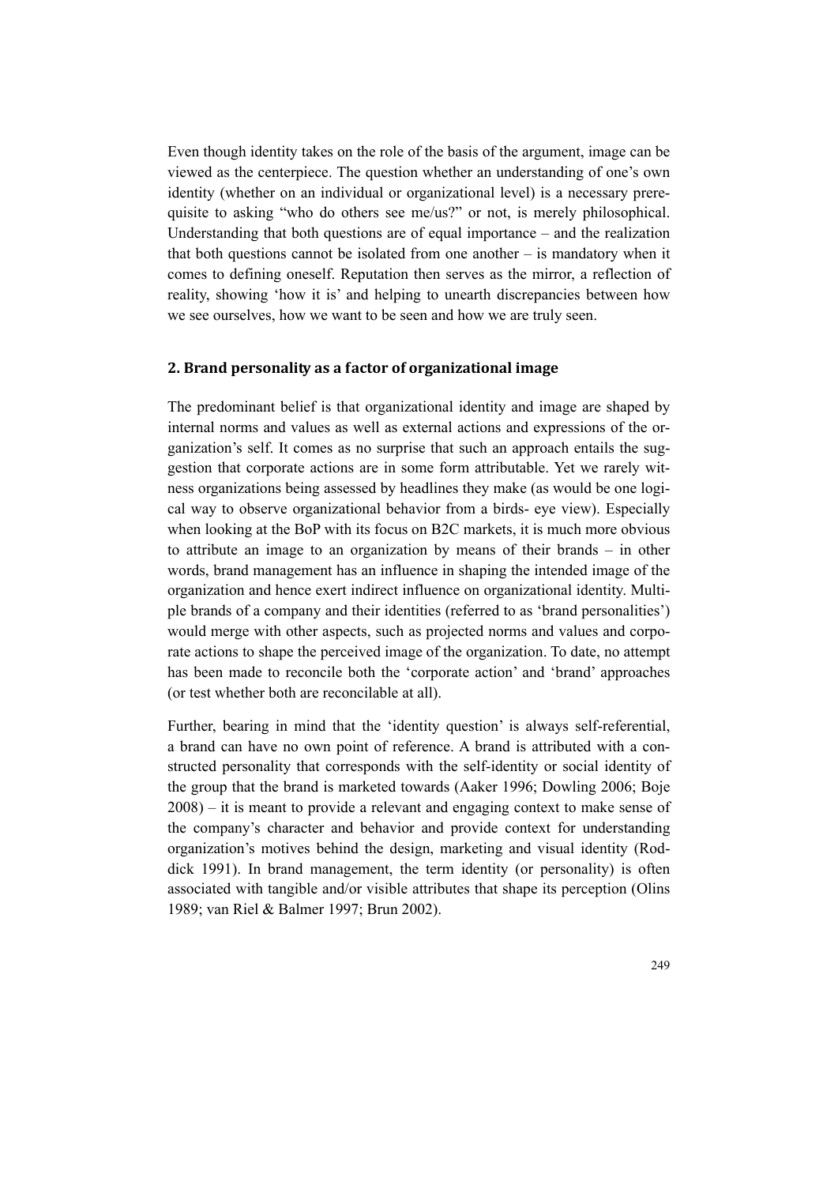Even though identity takes on the role of the basis of the argument, image can be viewed as the centerpiece. The question whether an understanding of one's own identity (whether on an individual or organizational level) is a necessary prerequisite to asking "who do others see me/us?" or not, is merely philosophical. Understanding that both questions are of equal importance – and the realization that both questions cannot be isolated from one another – is mandatory when it comes to defining oneself. Reputation then serves as the mirror, a reflection of reality, showing 'how it is' and helping to unearth discrepancies between how we see ourselves, how we want to be seen and how we are truly seen.

## 2. Brand personality as a factor of organizational image

The predominant belief is that organizational identity and image are shaped by internal norms and values as well as external actions and expressions of the organization's self. It comes as no surprise that such an approach entails the suggestion that corporate actions are in some form attributable. Yet we rarely witness organizations being assessed by headlines they make (as would be one logical way to observe organizational behavior from a birds- eye view). Especially when looking at the BoP with its focus on B2C markets, it is much more obvious to attribute an image to an organization by means of their brands – in other words, brand management has an influence in shaping the intended image of the organization and hence exert indirect influence on organizational identity. Multiple brands of a company and their identities (referred to as 'brand personalities') would merge with other aspects, such as projected norms and values and corporate actions to shape the perceived image of the organization. To date, no attempt has been made to reconcile both the 'corporate action' and 'brand' approaches (or test whether both are reconcilable at all).

Further, bearing in mind that the 'identity question' is always self-referential, a brand can have no own point of reference. A brand is attributed with a constructed personality that corresponds with the self-identity or social identity of the group that the brand is marketed towards (Aaker 1996; Dowling 2006; Boje 2008) – it is meant to provide a relevant and engaging context to make sense of the company's character and behavior and provide context for understanding organization's motives behind the design, marketing and visual identity (Roddick 1991). In brand management, the term identity (or personality) is often associated with tangible and/or visible attributes that shape its perception (Olins 1989; van Riel & Balmer 1997; Brun 2002).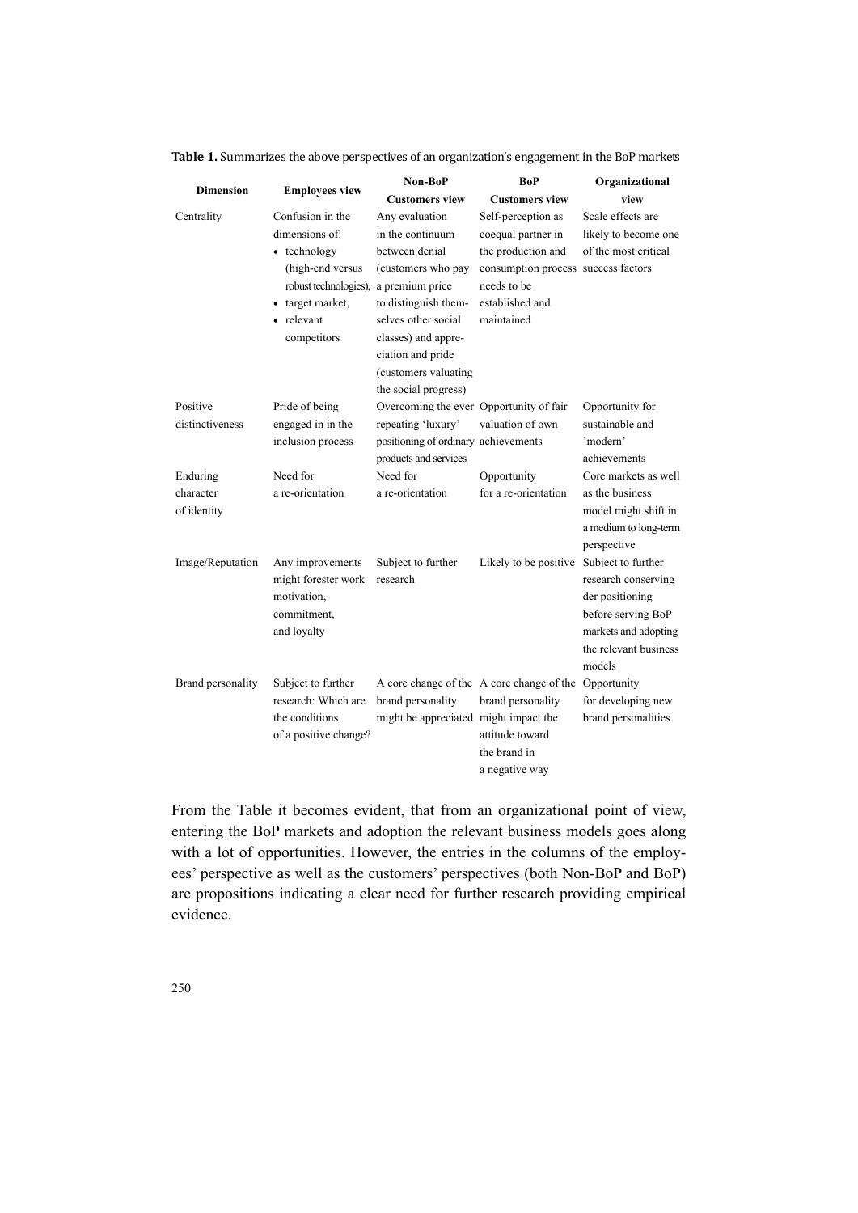**Table 1.** Summarizes the above perspectives of an organization's engagement in the BoP markets

| Dimension | Employees view | Non-BoP Customers view | BoP Customers view | Organizational view |
|---|---|---|---|---|
| Centrality | Confusion in the dimensions of: • technology (high-end versus robust technologies), • target market, • relevant competitors | Any evaluation in the continuum between denial (customers who pay a premium price to distinguish themselves other social classes) and appreciation and pride (customers valuating the social progress) | Self-perception as coequal partner in the production and consumption process needs to be established and maintained | Scale effects are likely to become one of the most critical success factors |
| Positive distinctiveness | Pride of being engaged in in the inclusion process | Overcoming the ever repeating 'luxury' positioning of ordinary products and services | Opportunity of fair valuation of own achievements | Opportunity for sustainable and 'modern' achievements |
| Enduring character of identity | Need for a re-orientation | Need for a re-orientation | Opportunity for a re-orientation | Core markets as well as the business model might shift in a medium to long-term perspective |
| Image/Reputation | Any improvements might forester work motivation, commitment, and loyalty | Subject to further research | Likely to be positive | Subject to further research conserving der positioning before serving BoP markets and adopting the relevant business models |
| Brand personality | Subject to further research: Which are the conditions of a positive change? | A core change of the brand personality might be appreciated | A core change of the brand personality might impact the attitude toward the brand in a negative way | Opportunity for developing new brand personalities |

From the Table it becomes evident, that from an organizational point of view, entering the BoP markets and adoption the relevant business models goes along with a lot of opportunities. However, the entries in the columns of the employees' perspective as well as the customers' perspectives (both Non-BoP and BoP) are propositions indicating a clear need for further research providing empirical evidence.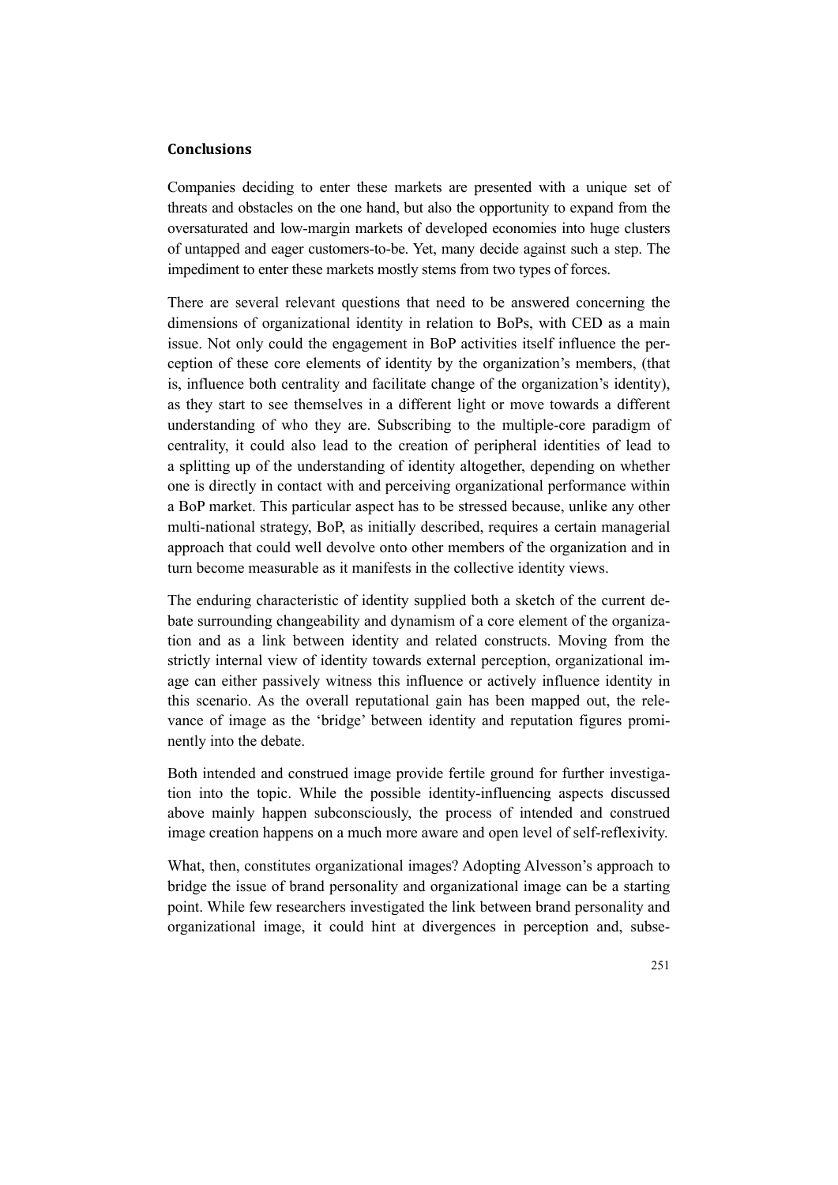## Conclusions

Companies deciding to enter these markets are presented with a unique set of threats and obstacles on the one hand, but also the opportunity to expand from the oversaturated and low-margin markets of developed economies into huge clusters of untapped and eager customers-to-be. Yet, many decide against such a step. The impediment to enter these markets mostly stems from two types of forces.

There are several relevant questions that need to be answered concerning the dimensions of organizational identity in relation to BoPs, with CED as a main issue. Not only could the engagement in BoP activities itself influence the perception of these core elements of identity by the organization's members, (that is, influence both centrality and facilitate change of the organization's identity), as they start to see themselves in a different light or move towards a different understanding of who they are. Subscribing to the multiple-core paradigm of centrality, it could also lead to the creation of peripheral identities of lead to a splitting up of the understanding of identity altogether, depending on whether one is directly in contact with and perceiving organizational performance within a BoP market. This particular aspect has to be stressed because, unlike any other multi-national strategy, BoP, as initially described, requires a certain managerial approach that could well devolve onto other members of the organization and in turn become measurable as it manifests in the collective identity views.

The enduring characteristic of identity supplied both a sketch of the current debate surrounding changeability and dynamism of a core element of the organization and as a link between identity and related constructs. Moving from the strictly internal view of identity towards external perception, organizational image can either passively witness this influence or actively influence identity in this scenario. As the overall reputational gain has been mapped out, the relevance of image as the 'bridge' between identity and reputation figures prominently into the debate.

Both intended and construed image provide fertile ground for further investigation into the topic. While the possible identity-influencing aspects discussed above mainly happen subconsciously, the process of intended and construed image creation happens on a much more aware and open level of self-reflexivity.

What, then, constitutes organizational images? Adopting Alvesson's approach to bridge the issue of brand personality and organizational image can be a starting point. While few researchers investigated the link between brand personality and organizational image, it could hint at divergences in perception and, subse-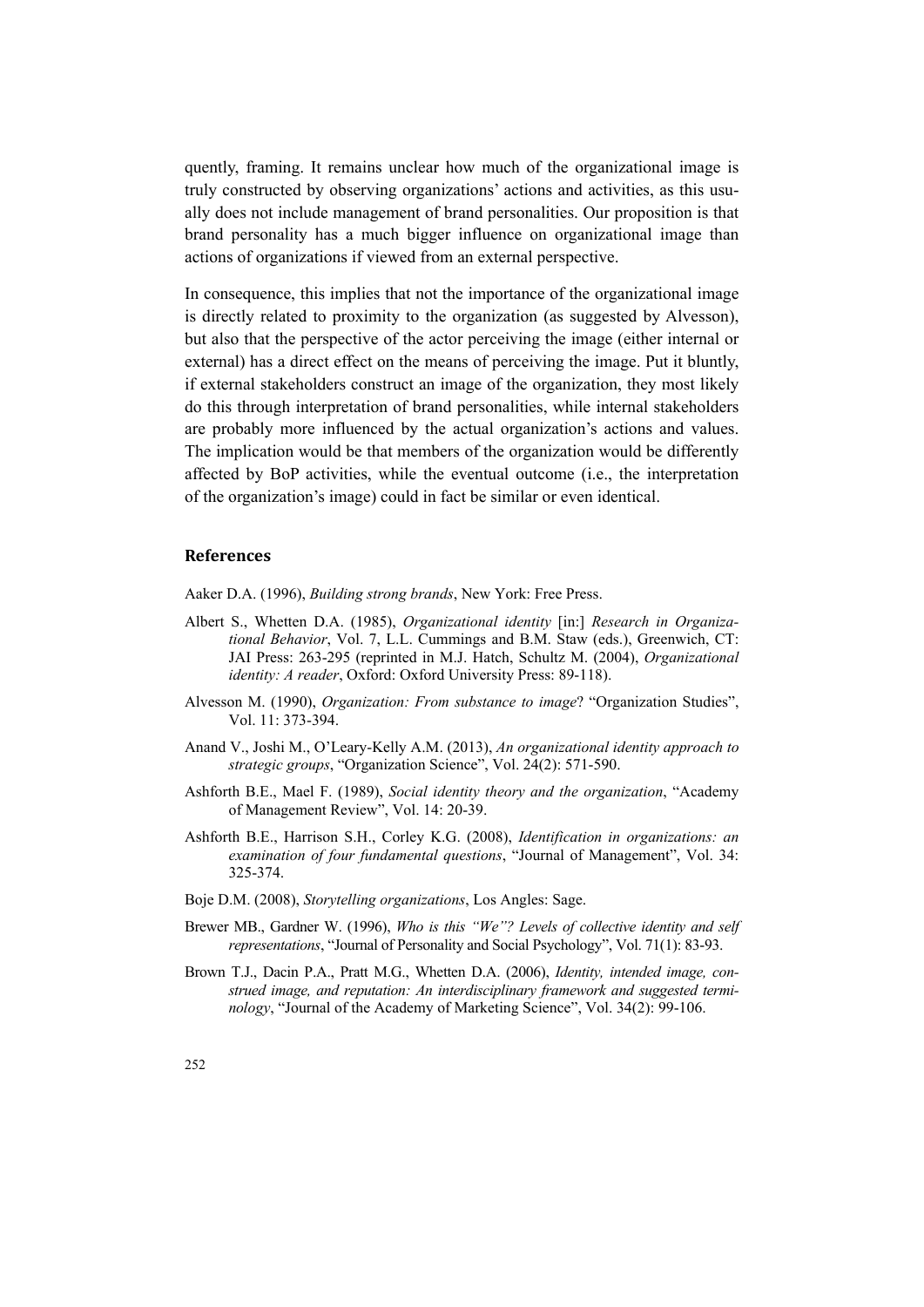quently, framing. It remains unclear how much of the organizational image is truly constructed by observing organizations' actions and activities, as this usually does not include management of brand personalities. Our proposition is that brand personality has a much bigger influence on organizational image than actions of organizations if viewed from an external perspective.

In consequence, this implies that not the importance of the organizational image is directly related to proximity to the organization (as suggested by Alvesson), but also that the perspective of the actor perceiving the image (either internal or external) has a direct effect on the means of perceiving the image. Put it bluntly, if external stakeholders construct an image of the organization, they most likely do this through interpretation of brand personalities, while internal stakeholders are probably more influenced by the actual organization's actions and values. The implication would be that members of the organization would be differently affected by BoP activities, while the eventual outcome (i.e., the interpretation of the organization's image) could in fact be similar or even identical.

## References

Aaker D.A. (1996), *Building strong brands*, New York: Free Press.

Albert S., Whetten D.A. (1985), *Organizational identity* [in:] *Research in Organizational Behavior*, Vol. 7, L.L. Cummings and B.M. Staw (eds.), Greenwich, CT: JAI Press: 263-295 (reprinted in M.J. Hatch, Schultz M. (2004), *Organizational identity: A reader*, Oxford: Oxford University Press: 89-118).

Alvesson M. (1990), *Organization: From substance to image*? "Organization Studies", Vol. 11: 373-394.

Anand V., Joshi M., O'Leary-Kelly A.M. (2013), *An organizational identity approach to strategic groups*, "Organization Science", Vol. 24(2): 571-590.

Ashforth B.E., Mael F. (1989), *Social identity theory and the organization*, "Academy of Management Review", Vol. 14: 20-39.

Ashforth B.E., Harrison S.H., Corley K.G. (2008), *Identification in organizations: an examination of four fundamental questions*, "Journal of Management", Vol. 34: 325-374.

Boje D.M. (2008), *Storytelling organizations*, Los Angles: Sage.

Brewer MB., Gardner W. (1996), *Who is this "We"? Levels of collective identity and self representations*, "Journal of Personality and Social Psychology", Vol. 71(1): 83-93.

Brown T.J., Dacin P.A., Pratt M.G., Whetten D.A. (2006), *Identity, intended image, construed image, and reputation: An interdisciplinary framework and suggested terminology*, "Journal of the Academy of Marketing Science", Vol. 34(2): 99-106.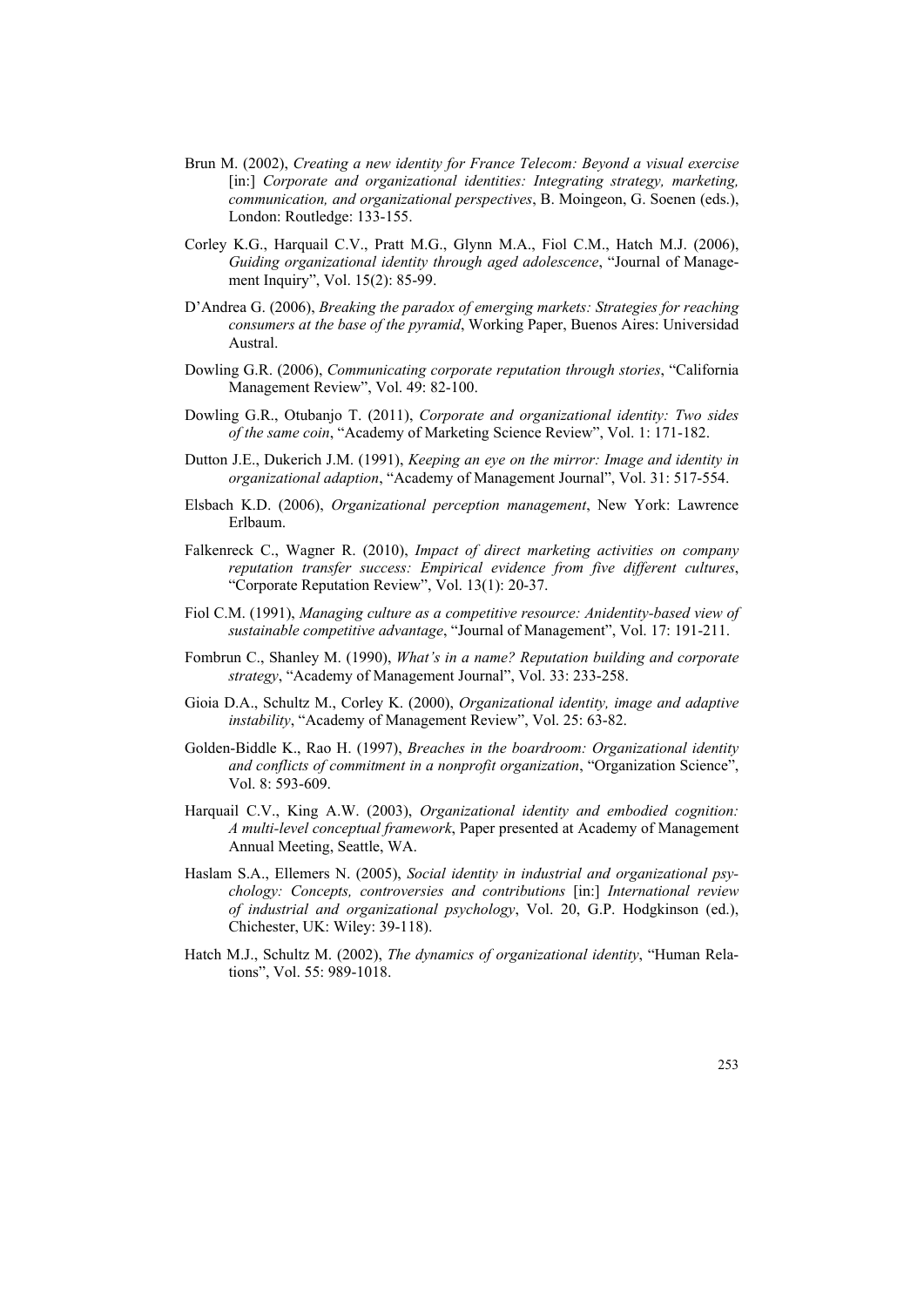Brun M. (2002), *Creating a new identity for France Telecom: Beyond a visual exercise* [in:] *Corporate and organizational identities: Integrating strategy, marketing, communication, and organizational perspectives*, B. Moingeon, G. Soenen (eds.), London: Routledge: 133-155.

Corley K.G., Harquail C.V., Pratt M.G., Glynn M.A., Fiol C.M., Hatch M.J. (2006), *Guiding organizational identity through aged adolescence*, "Journal of Management Inquiry", Vol. 15(2): 85-99.

D'Andrea G. (2006), *Breaking the paradox of emerging markets: Strategies for reaching consumers at the base of the pyramid*, Working Paper, Buenos Aires: Universidad Austral.

Dowling G.R. (2006), *Communicating corporate reputation through stories*, "California Management Review", Vol. 49: 82-100.

Dowling G.R., Otubanjo T. (2011), *Corporate and organizational identity: Two sides of the same coin*, "Academy of Marketing Science Review", Vol. 1: 171-182.

Dutton J.E., Dukerich J.M. (1991), *Keeping an eye on the mirror: Image and identity in organizational adaption*, "Academy of Management Journal", Vol. 31: 517-554.

Elsbach K.D. (2006), *Organizational perception management*, New York: Lawrence Erlbaum.

Falkenreck C., Wagner R. (2010), *Impact of direct marketing activities on company reputation transfer success: Empirical evidence from five different cultures*, "Corporate Reputation Review", Vol. 13(1): 20-37.

Fiol C.M. (1991), *Managing culture as a competitive resource: Anidentity-based view of sustainable competitive advantage*, "Journal of Management", Vol. 17: 191-211.

Fombrun C., Shanley M. (1990), *What's in a name? Reputation building and corporate strategy*, "Academy of Management Journal", Vol. 33: 233-258.

Gioia D.A., Schultz M., Corley K. (2000), *Organizational identity, image and adaptive instability*, "Academy of Management Review", Vol. 25: 63-82.

Golden-Biddle K., Rao H. (1997), *Breaches in the boardroom: Organizational identity and conflicts of commitment in a nonprofit organization*, "Organization Science", Vol. 8: 593-609.

Harquail C.V., King A.W. (2003), *Organizational identity and embodied cognition: A multi-level conceptual framework*, Paper presented at Academy of Management Annual Meeting, Seattle, WA.

Haslam S.A., Ellemers N. (2005), *Social identity in industrial and organizational psychology: Concepts, controversies and contributions* [in:] *International review of industrial and organizational psychology*, Vol. 20, G.P. Hodgkinson (ed.), Chichester, UK: Wiley: 39-118).

Hatch M.J., Schultz M. (2002), *The dynamics of organizational identity*, "Human Relations", Vol. 55: 989-1018.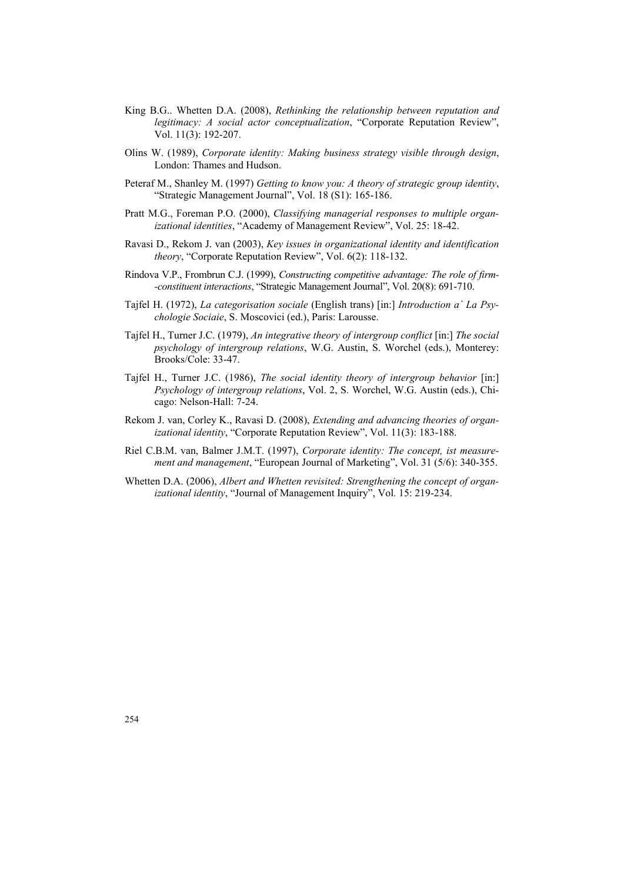King B.G.. Whetten D.A. (2008), *Rethinking the relationship between reputation and legitimacy: A social actor conceptualization*, "Corporate Reputation Review", Vol. 11(3): 192-207.

Olins W. (1989), *Corporate identity: Making business strategy visible through design*, London: Thames and Hudson.

Peteraf M., Shanley M. (1997) *Getting to know you: A theory of strategic group identity*, "Strategic Management Journal", Vol. 18 (S1): 165-186.

Pratt M.G., Foreman P.O. (2000), *Classifying managerial responses to multiple organizational identities*, "Academy of Management Review", Vol. 25: 18-42.

Ravasi D., Rekom J. van (2003), *Key issues in organizational identity and identification theory*, "Corporate Reputation Review", Vol. 6(2): 118-132.

Rindova V.P., Frombrun C.J. (1999), *Constructing competitive advantage: The role of firm--constituent interactions*, "Strategic Management Journal", Vol. 20(8): 691-710.

Tajfel H. (1972), *La categorisation sociale* (English trans) [in:] *Introduction a` La Psychologie Sociaie*, S. Moscovici (ed.), Paris: Larousse.

Tajfel H., Turner J.C. (1979), *An integrative theory of intergroup conflict* [in:] *The social psychology of intergroup relations*, W.G. Austin, S. Worchel (eds.), Monterey: Brooks/Cole: 33-47.

Tajfel H., Turner J.C. (1986), *The social identity theory of intergroup behavior* [in:] *Psychology of intergroup relations*, Vol. 2, S. Worchel, W.G. Austin (eds.), Chicago: Nelson-Hall: 7-24.

Rekom J. van, Corley K., Ravasi D. (2008), *Extending and advancing theories of organizational identity*, "Corporate Reputation Review", Vol. 11(3): 183-188.

Riel C.B.M. van, Balmer J.M.T. (1997), *Corporate identity: The concept, ist measurement and management*, "European Journal of Marketing", Vol. 31 (5/6): 340-355.

Whetten D.A. (2006), *Albert and Whetten revisited: Strengthening the concept of organizational identity*, "Journal of Management Inquiry", Vol. 15: 219-234.